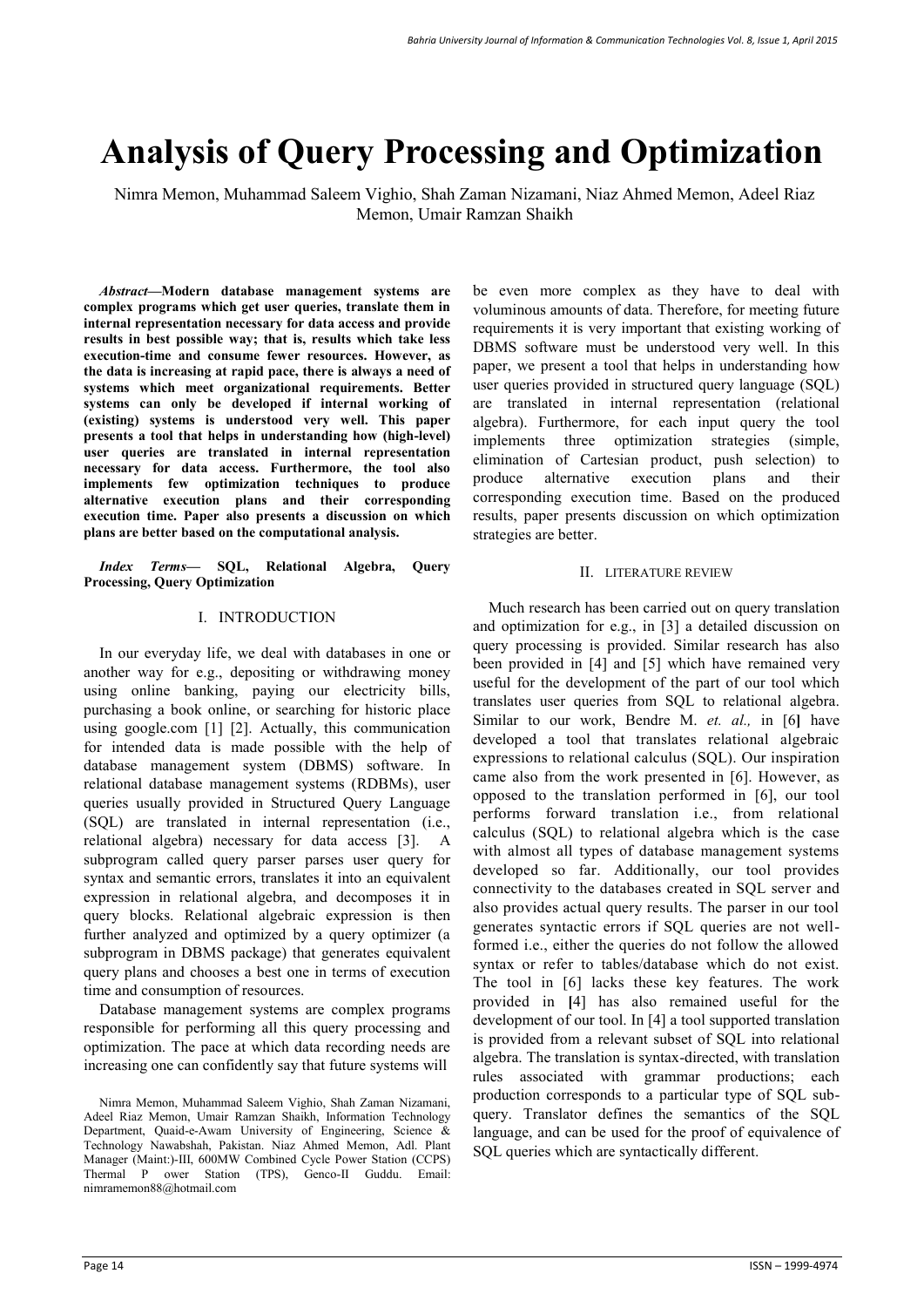# Analysis of Query Processing and Optimization

Nimra Memon, Muhammad Saleem Vighio, Shah Zaman Nizamani, Niaz Ahmed Memon, Adeel Riaz Memon, Umair Ramzan Shaikh

***Abstract*—Modern database management systems are complex programs which get user queries, translate them in internal representation necessary for data access and provide results in best possible way; that is, results which take less execution-time and consume fewer resources. However, as the data is increasing at rapid pace, there is always a need of systems which meet organizational requirements. Better systems can only be developed if internal working of (existing) systems is understood very well. This paper presents a tool that helps in understanding how (high-level) user queries are translated in internal representation necessary for data access. Furthermore, the tool also implements few optimization techniques to produce alternative execution plans and their corresponding execution time. Paper also presents a discussion on which plans are better based on the computational analysis.**

***Index Terms*— SQL, Relational Algebra, Query Processing, Query Optimization**

## I. INTRODUCTION

In our everyday life, we deal with databases in one or another way for e.g., depositing or withdrawing money using online banking, paying our electricity bills, purchasing a book online, or searching for historic place using google.com [1] [2]. Actually, this communication for intended data is made possible with the help of database management system (DBMS) software. In relational database management systems (RDBMs), user queries usually provided in Structured Query Language (SQL) are translated in internal representation (i.e., relational algebra) necessary for data access [3]. A subprogram called query parser parses user query for syntax and semantic errors, translates it into an equivalent expression in relational algebra, and decomposes it in query blocks. Relational algebraic expression is then further analyzed and optimized by a query optimizer (a subprogram in DBMS package) that generates equivalent query plans and chooses a best one in terms of execution time and consumption of resources.

Database management systems are complex programs responsible for performing all this query processing and optimization. The pace at which data recording needs are increasing one can confidently say that future systems will be even more complex as they have to deal with voluminous amounts of data. Therefore, for meeting future requirements it is very important that existing working of DBMS software must be understood very well. In this paper, we present a tool that helps in understanding how user queries provided in structured query language (SQL) are translated in internal representation (relational algebra). Furthermore, for each input query the tool implements three optimization strategies (simple, elimination of Cartesian product, push selection) to produce alternative execution plans and their corresponding execution time. Based on the produced results, paper presents discussion on which optimization strategies are better.

Nimra Memon, Muhammad Saleem Vighio, Shah Zaman Nizamani, Adeel Riaz Memon, Umair Ramzan Shaikh, Information Technology Department, Quaid-e-Awam University of Engineering, Science & Technology Nawabshah, Pakistan. Niaz Ahmed Memon, Adl. Plant Manager (Maint:)-III, 600MW Combined Cycle Power Station (CCPS) Thermal P ower Station (TPS), Genco-II Guddu. Email: nimramemon88@hotmail.com

## II. LITERATURE REVIEW

Much research has been carried out on query translation and optimization for e.g., in [3] a detailed discussion on query processing is provided. Similar research has also been provided in [4] and [5] which have remained very useful for the development of the part of our tool which translates user queries from SQL to relational algebra. Similar to our work, Bendre M. *et. al.,* in [6] have developed a tool that translates relational algebraic expressions to relational calculus (SQL). Our inspiration came also from the work presented in [6]. However, as opposed to the translation performed in [6], our tool performs forward translation i.e., from relational calculus (SQL) to relational algebra which is the case with almost all types of database management systems developed so far. Additionally, our tool provides connectivity to the databases created in SQL server and also provides actual query results. The parser in our tool generates syntactic errors if SQL queries are not well-formed i.e., either the queries do not follow the allowed syntax or refer to tables/database which do not exist. The tool in [6] lacks these key features. The work provided in [4] has also remained useful for the development of our tool. In [4] a tool supported translation is provided from a relevant subset of SQL into relational algebra. The translation is syntax-directed, with translation rules associated with grammar productions; each production corresponds to a particular type of SQL sub-query. Translator defines the semantics of the SQL language, and can be used for the proof of equivalence of SQL queries which are syntactically different.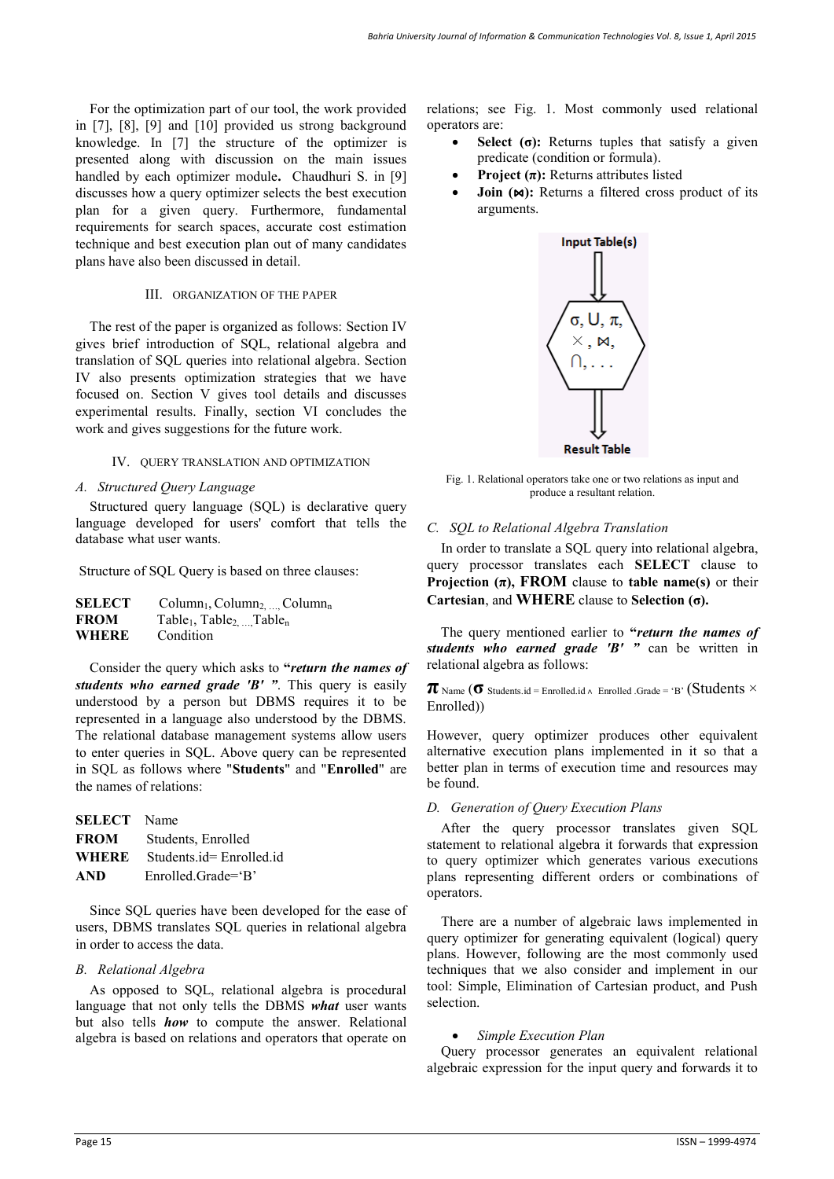For the optimization part of our tool, the work provided in [7], [8], [9] and [10] provided us strong background knowledge. In [7] the structure of the optimizer is presented along with discussion on the main issues handled by each optimizer module**.** Chaudhuri S. in [9] discusses how a query optimizer selects the best execution plan for a given query. Furthermore, fundamental requirements for search spaces, accurate cost estimation technique and best execution plan out of many candidates plans have also been discussed in detail.

## III. ORGANIZATION OF THE PAPER

The rest of the paper is organized as follows: Section IV gives brief introduction of SQL, relational algebra and translation of SQL queries into relational algebra. Section IV also presents optimization strategies that we have focused on. Section V gives tool details and discusses experimental results. Finally, section VI concludes the work and gives suggestions for the future work.

## IV. QUERY TRANSLATION AND OPTIMIZATION

### *A. Structured Query Language*

Structured query language (SQL) is declarative query language developed for users' comfort that tells the database what user wants.

Structure of SQL Query is based on three clauses:

**SELECT** $\text{Column}_1, \text{Column}_2, \ldots, \text{Column}_n$
**FROM** $\text{Table}_1, \text{Table}_2, \ldots, \text{Table}_n$
**WHERE** Condition

Consider the query which asks to **"*return the names of students who earned grade 'B'* "**. This query is easily understood by a person but DBMS requires it to be represented in a language also understood by the DBMS. The relational database management systems allow users to enter queries in SQL. Above query can be represented in SQL as follows where "**Students**" and "**Enrolled**" are the names of relations:

**SELECT** Name
**FROM** Students, Enrolled
**WHERE** Students.id= Enrolled.id
**AND** Enrolled.Grade='B'

Since SQL queries have been developed for the ease of users, DBMS translates SQL queries in relational algebra in order to access the data.

### *B. Relational Algebra*

As opposed to SQL, relational algebra is procedural language that not only tells the DBMS ***what*** user wants but also tells ***how*** to compute the answer. Relational algebra is based on relations and operators that operate on relations; see Fig. 1. Most commonly used relational operators are:

- **Select (σ):** Returns tuples that satisfy a given predicate (condition or formula).
- **Project (π):** Returns attributes listed
- **Join (⋈):** Returns a filtered cross product of its arguments.

Fig. 1. Relational operators take one or two relations as input and produce a resultant relation.

### *C. SQL to Relational Algebra Translation*

In order to translate a SQL query into relational algebra, query processor translates each **SELECT** clause to **Projection (π), FROM** clause to **table name(s)** or their **Cartesian**, and **WHERE** clause to **Selection (σ).**

The query mentioned earlier to **"*return the names of students who earned grade 'B'* "** can be written in relational algebra as follows:

$$\pi_{\text{Name}} (\sigma_{\text{Students.id} = \text{Enrolled.id} \wedge \text{Enrolled.Grade} = \text{'B'}} (\text{Students} \times \text{Enrolled}))$$

However, query optimizer produces other equivalent alternative execution plans implemented in it so that a better plan in terms of execution time and resources may be found.

### *D. Generation of Query Execution Plans*

After the query processor translates given SQL statement to relational algebra it forwards that expression to query optimizer which generates various executions plans representing different orders or combinations of operators.

There are a number of algebraic laws implemented in query optimizer for generating equivalent (logical) query plans. However, following are the most commonly used techniques that we also consider and implement in our tool: Simple, Elimination of Cartesian product, and Push selection.

- *Simple Execution Plan*

Query processor generates an equivalent relational algebraic expression for the input query and forwards it to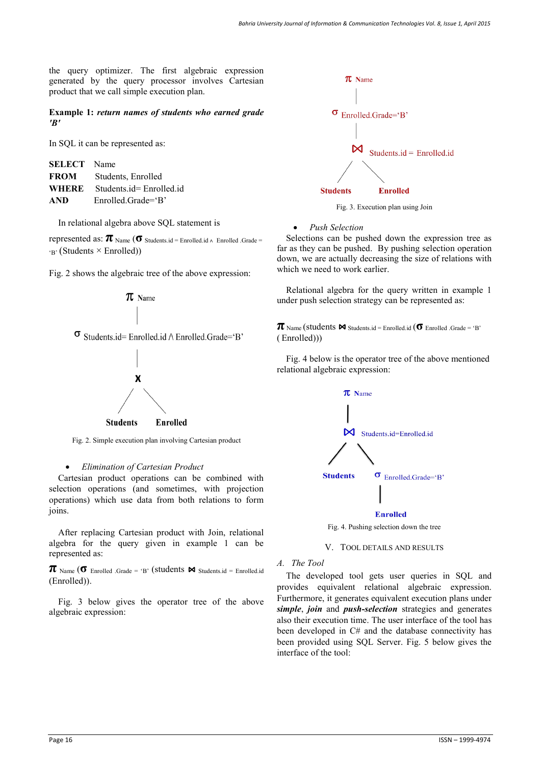the query optimizer. The first algebraic expression generated by the query processor involves Cartesian product that we call simple execution plan.

**Example 1:** ***return names of students who earned grade 'B'***

In SQL it can be represented as:

```
SELECT  Name
FROM    Students, Enrolled
WHERE   Students.id= Enrolled.id
AND     Enrolled.Grade='B'
```

In relational algebra above SQL statement is represented as: $\pi_{\text{Name}}$ ($\sigma_{\text{Students.id = Enrolled.id} \wedge \text{Enrolled .Grade = 'B'}}$ (Students × Enrolled))

Fig. 2 shows the algebraic tree of the above expression:

Fig. 2. Simple execution plan involving Cartesian product

- *Elimination of Cartesian Product*

Cartesian product operations can be combined with selection operations (and sometimes, with projection operations) which use data from both relations to form joins.

After replacing Cartesian product with Join, relational algebra for the query given in example 1 can be represented as:

$\pi_{\text{Name}}$ ($\sigma_{\text{Enrolled .Grade = 'B'}}$ (students $\bowtie_{\text{Students.id = Enrolled.id}}$ (Enrolled)).

Fig. 3 below gives the operator tree of the above algebraic expression:

Fig. 3. Execution plan using Join

- *Push Selection*

Selections can be pushed down the expression tree as far as they can be pushed. By pushing selection operation down, we are actually decreasing the size of relations with which we need to work earlier.

Relational algebra for the query written in example 1 under push selection strategy can be represented as:

$\pi_{\text{Name}}$ (students $\bowtie_{\text{Students.id = Enrolled.id}}$ ($\sigma_{\text{Enrolled .Grade = 'B'}}$ ( Enrolled)))

Fig. 4 below is the operator tree of the above mentioned relational algebraic expression:

Fig. 4. Pushing selection down the tree

## V. Tool Details and Results

### A. The Tool

The developed tool gets user queries in SQL and provides equivalent relational algebraic expression. Furthermore, it generates equivalent execution plans under ***simple***, ***join*** and ***push-selection*** strategies and generates also their execution time. The user interface of the tool has been developed in C# and the database connectivity has been provided using SQL Server. Fig. 5 below gives the interface of the tool: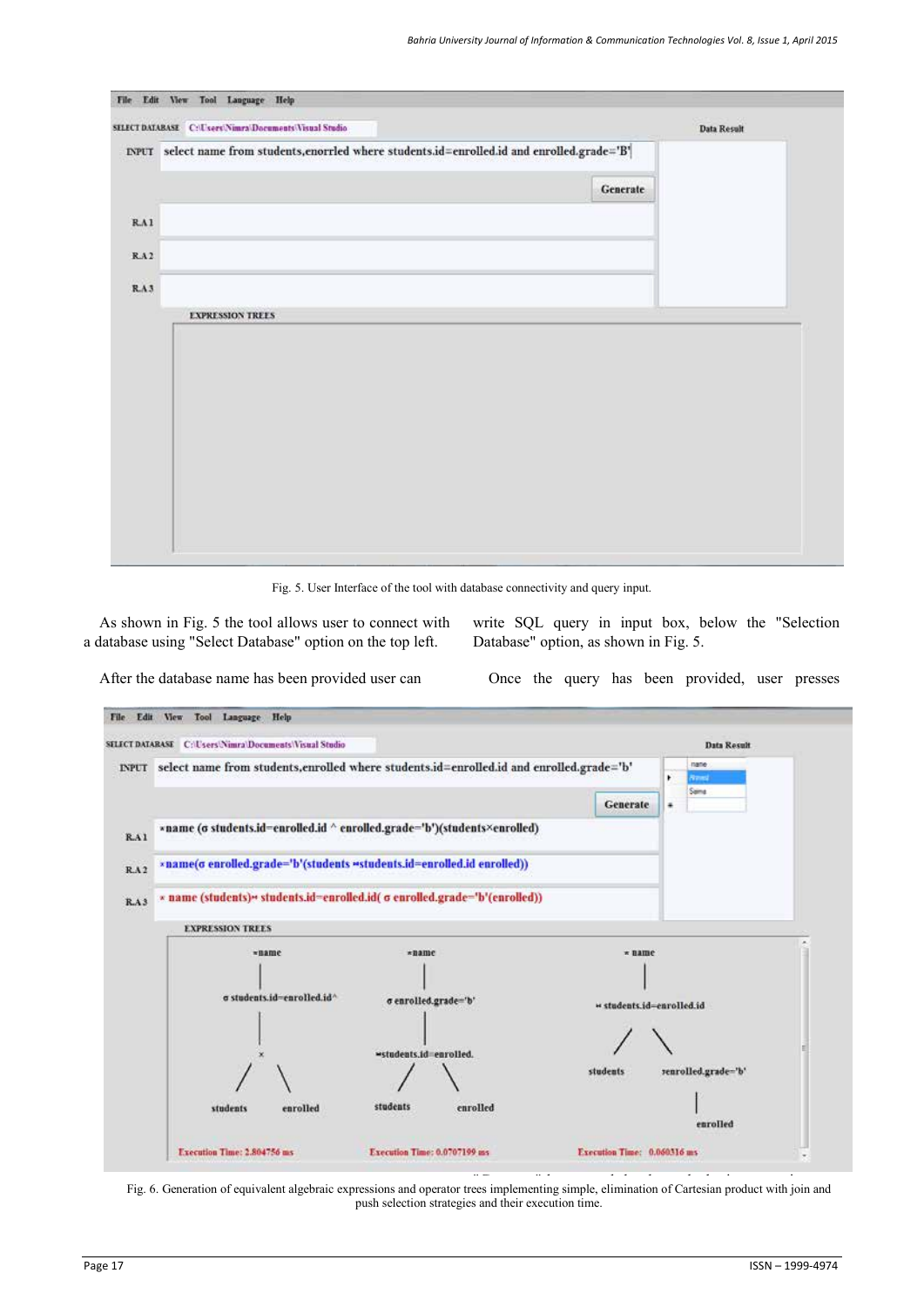Fig. 5. User Interface of the tool with database connectivity and query input.

As shown in Fig. 5 the tool allows user to connect with a database using "Select Database" option on the top left.

After the database name has been provided user can write SQL query in input box, below the "Selection Database" option, as shown in Fig. 5.

Once the query has been provided, user presses

Fig. 6. Generation of equivalent algebraic expressions and operator trees implementing simple, elimination of Cartesian product with join and push selection strategies and their execution time.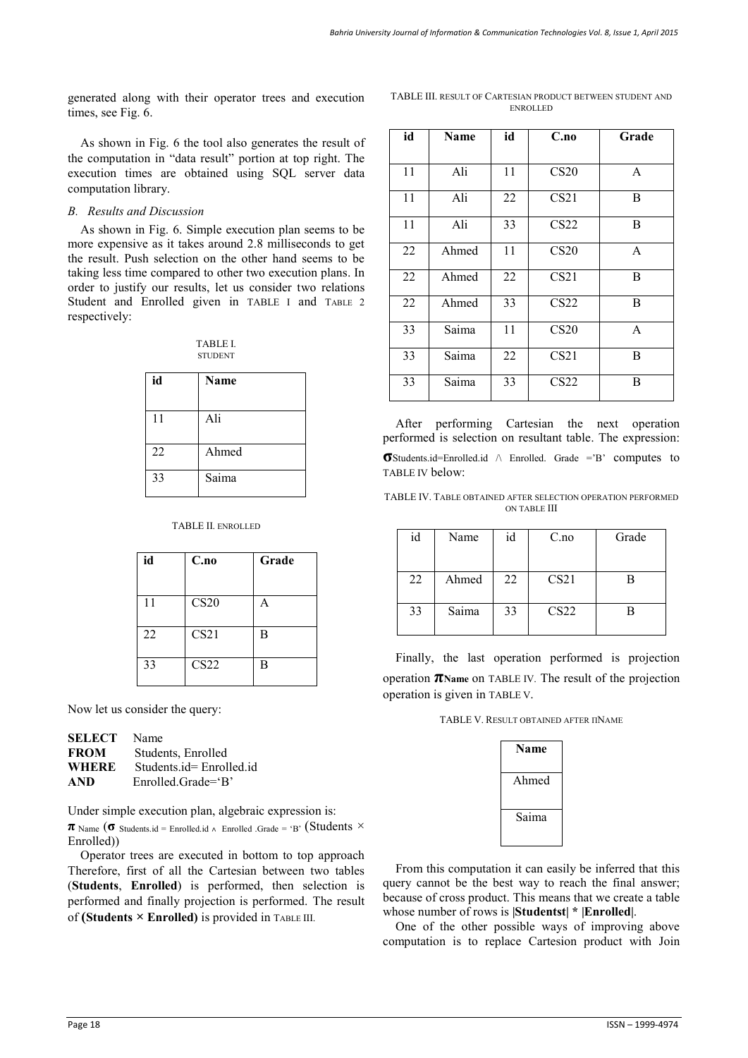generated along with their operator trees and execution times, see Fig. 6.

As shown in Fig. 6 the tool also generates the result of the computation in "data result" portion at top right. The execution times are obtained using SQL server data computation library.

### *B. Results and Discussion*

As shown in Fig. 6. Simple execution plan seems to be more expensive as it takes around 2.8 milliseconds to get the result. Push selection on the other hand seems to be taking less time compared to other two execution plans. In order to justify our results, let us consider two relations Student and Enrolled given in TABLE I and TABLE 2 respectively:

TABLE I. STUDENT

| id | Name |
|---|---|
| 11 | Ali |
| 22 | Ahmed |
| 33 | Saima |

TABLE II. ENROLLED

| id | C.no | Grade |
|---|---|---|
| 11 | CS20 | A |
| 22 | CS21 | B |
| 33 | CS22 | B |

Now let us consider the query:

```
SELECT   Name
FROM     Students, Enrolled
WHERE    Students.id= Enrolled.id
AND      Enrolled.Grade='B'
```

Under simple execution plan, algebraic expression is:

$\pi_{\text{Name}} (\sigma_{\text{Students.id = Enrolled.id} \wedge \text{ Enrolled .Grade = 'B'}} (\text{Students} \times \text{Enrolled}))$

Operator trees are executed in bottom to top approach Therefore, first of all the Cartesian between two tables (**Students**, **Enrolled**) is performed, then selection is performed and finally projection is performed. The result of **(Students × Enrolled)** is provided in TABLE III.

TABLE III. RESULT OF CARTESIAN PRODUCT BETWEEN STUDENT AND ENROLLED

| id | Name | id | C.no | Grade |
|---|---|---|---|---|
| 11 | Ali | 11 | CS20 | A |
| 11 | Ali | 22 | CS21 | B |
| 11 | Ali | 33 | CS22 | B |
| 22 | Ahmed | 11 | CS20 | A |
| 22 | Ahmed | 22 | CS21 | B |
| 22 | Ahmed | 33 | CS22 | B |
| 33 | Saima | 11 | CS20 | A |
| 33 | Saima | 22 | CS21 | B |
| 33 | Saima | 33 | CS22 | B |

After performing Cartesian the next operation performed is selection on resultant table. The expression: $\sigma_{\text{Students.id=Enrolled.id} \wedge \text{ Enrolled. Grade ='B'}}$ computes to TABLE IV below:

TABLE IV. TABLE OBTAINED AFTER SELECTION OPERATION PERFORMED ON TABLE III

| id | Name | id | C.no | Grade |
|---|---|---|---|---|
| 22 | Ahmed | 22 | CS21 | B |
| 33 | Saima | 33 | CS22 | B |

Finally, the last operation performed is projection operation $\pi_{\text{Name}}$ on TABLE IV. The result of the projection operation is given in TABLE V.

TABLE V. RESULT OBTAINED AFTER $\pi$NAME

| Name |
|---|
| Ahmed |
| Saima |

From this computation it can easily be inferred that this query cannot be the best way to reach the final answer; because of cross product. This means that we create a table whose number of rows is **|Studentst| * |Enrolled|**.

One of the other possible ways of improving above computation is to replace Cartesion product with Join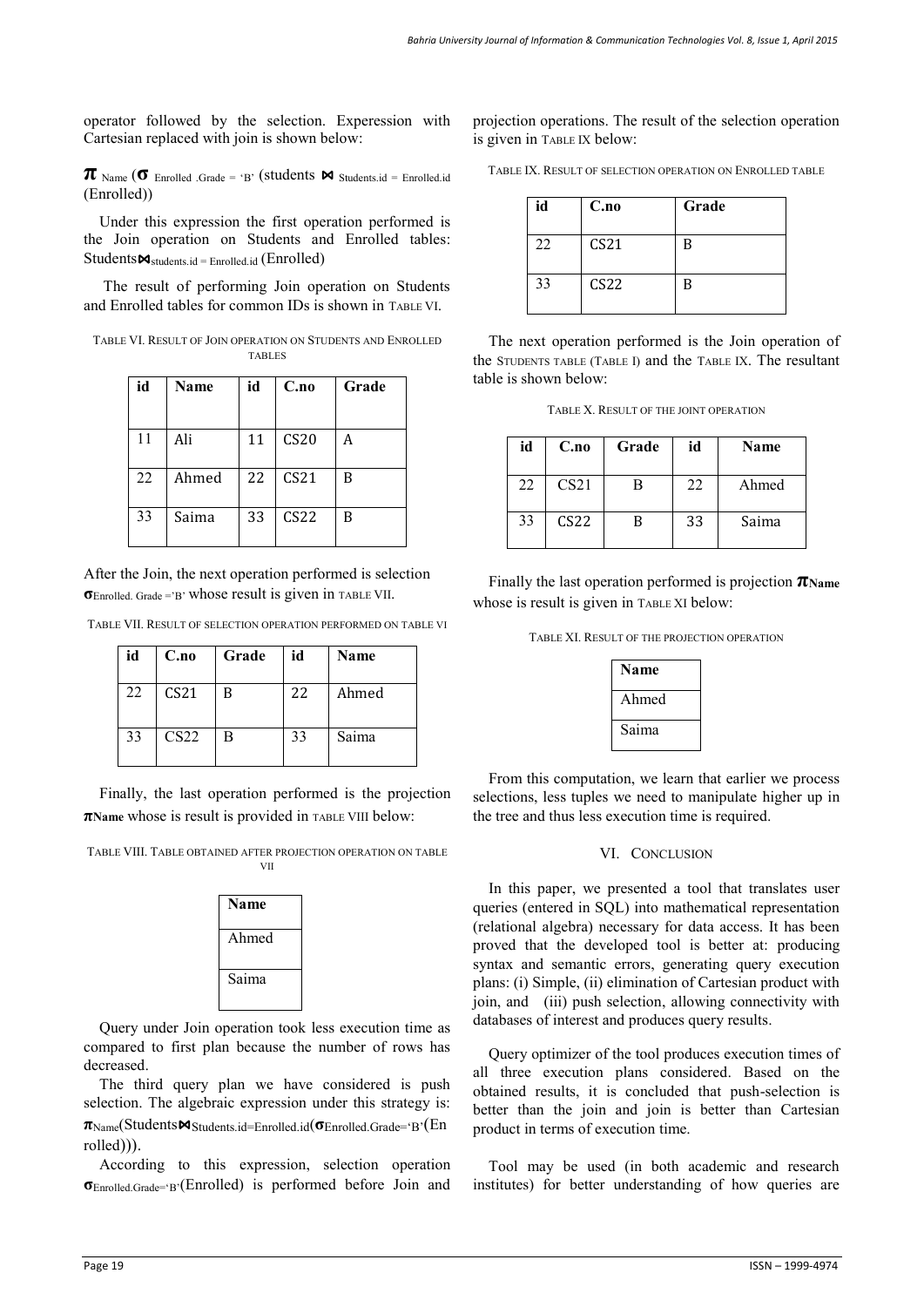operator followed by the selection. Experession with Cartesian replaced with join is shown below:

$\pi_{\text{Name}} (\sigma_{\text{Enrolled .Grade} = \text{'B'}} (\text{students} \bowtie_{\text{Students.id} = \text{Enrolled.id}} (\text{Enrolled}))$

Under this expression the first operation performed is the Join operation on Students and Enrolled tables: $\text{Students} \bowtie_{\text{students.id} = \text{Enrolled.id}} (\text{Enrolled})$

The result of performing Join operation on Students and Enrolled tables for common IDs is shown in TABLE VI.

TABLE VI. RESULT OF JOIN OPERATION ON STUDENTS AND ENROLLED TABLES

| id | Name | id | C.no | Grade |
|---|---|---|---|---|
| 11 | Ali | 11 | CS20 | A |
| 22 | Ahmed | 22 | CS21 | B |
| 33 | Saima | 33 | CS22 | B |

After the Join, the next operation performed is selection $\sigma_{\text{Enrolled. Grade} = \text{'B'}}$ whose result is given in TABLE VII.

TABLE VII. RESULT OF SELECTION OPERATION PERFORMED ON TABLE VI

| id | C.no | Grade | id | Name |
|---|---|---|---|---|
| 22 | CS21 | B | 22 | Ahmed |
| 33 | CS22 | B | 33 | Saima |

Finally, the last operation performed is the projection $\pi_{\text{Name}}$ whose is result is provided in TABLE VIII below:

TABLE VIII. TABLE OBTAINED AFTER PROJECTION OPERATION ON TABLE VII

| Name |
|---|
| Ahmed |
| Saima |

Query under Join operation took less execution time as compared to first plan because the number of rows has decreased.

The third query plan we have considered is push selection. The algebraic expression under this strategy is: $\pi_{\text{Name}}(\text{Students} \bowtie_{\text{Students.id=Enrolled.id}}(\sigma_{\text{Enrolled.Grade='B'}}(\text{Enrolled})))$.

According to this expression, selection operation $\sigma_{\text{Enrolled.Grade='B'}}(\text{Enrolled})$ is performed before Join and projection operations. The result of the selection operation is given in TABLE IX below:

TABLE IX. RESULT OF SELECTION OPERATION ON ENROLLED TABLE

| id | C.no | Grade |
|---|---|---|
| 22 | CS21 | B |
| 33 | CS22 | B |

The next operation performed is the Join operation of the STUDENTS TABLE (TABLE I) and the TABLE IX. The resultant table is shown below:

TABLE X. RESULT OF THE JOINT OPERATION

| id | C.no | Grade | id | Name |
|---|---|---|---|---|
| 22 | CS21 | B | 22 | Ahmed |
| 33 | CS22 | B | 33 | Saima |

Finally the last operation performed is projection $\pi_{\text{Name}}$ whose is result is given in TABLE XI below:

TABLE XI. RESULT OF THE PROJECTION OPERATION

| Name |
|---|
| Ahmed |
| Saima |

From this computation, we learn that earlier we process selections, less tuples we need to manipulate higher up in the tree and thus less execution time is required.

## VI. CONCLUSION

In this paper, we presented a tool that translates user queries (entered in SQL) into mathematical representation (relational algebra) necessary for data access. It has been proved that the developed tool is better at: producing syntax and semantic errors, generating query execution plans: (i) Simple, (ii) elimination of Cartesian product with join, and (iii) push selection, allowing connectivity with databases of interest and produces query results.

Query optimizer of the tool produces execution times of all three execution plans considered. Based on the obtained results, it is concluded that push-selection is better than the join and join is better than Cartesian product in terms of execution time.

Tool may be used (in both academic and research institutes) for better understanding of how queries are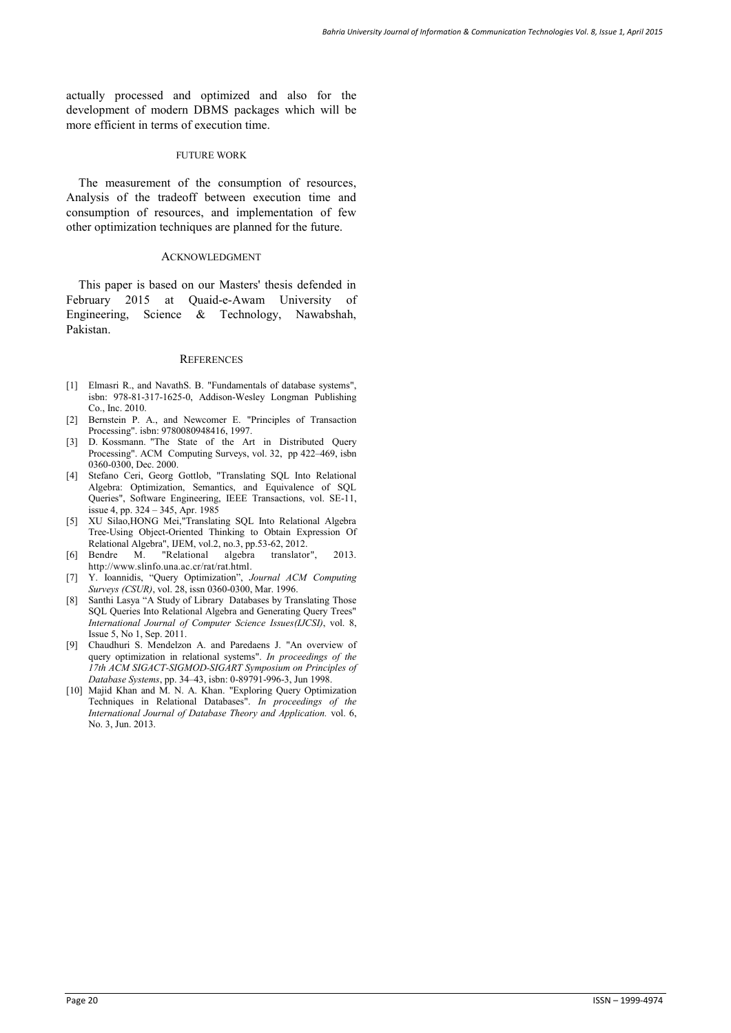actually processed and optimized and also for the development of modern DBMS packages which will be more efficient in terms of execution time.

## FUTURE WORK

The measurement of the consumption of resources, Analysis of the tradeoff between execution time and consumption of resources, and implementation of few other optimization techniques are planned for the future.

## ACKNOWLEDGMENT

This paper is based on our Masters' thesis defended in February 2015 at Quaid-e-Awam University of Engineering, Science & Technology, Nawabshah, Pakistan.

## REFERENCES

[1] Elmasri R., and NavathS. B. "Fundamentals of database systems", isbn: 978-81-317-1625-0, Addison-Wesley Longman Publishing Co., Inc. 2010.

[2] Bernstein P. A., and Newcomer E. "Principles of Transaction Processing". isbn: 9780080948416, 1997.

[3] D. Kossmann. "The State of the Art in Distributed Query Processing". ACM Computing Surveys, vol. 32, pp 422–469, isbn 0360-0300, Dec. 2000.

[4] Stefano Ceri, Georg Gottlob, "Translating SQL Into Relational Algebra: Optimization, Semantics, and Equivalence of SQL Queries", Software Engineering, IEEE Transactions, vol. SE-11, issue 4, pp. 324 – 345, Apr. 1985

[5] XU Silao,HONG Mei,"Translating SQL Into Relational Algebra Tree-Using Object-Oriented Thinking to Obtain Expression Of Relational Algebra", IJEM, vol.2, no.3, pp.53-62, 2012.

[6] Bendre M. "Relational algebra translator", 2013. http://www.slinfo.una.ac.cr/rat/rat.html.

[7] Y. Ioannidis, "Query Optimization", *Journal ACM Computing Surveys (CSUR)*, vol. 28, issn 0360-0300, Mar. 1996.

[8] Santhi Lasya "A Study of Library Databases by Translating Those SQL Queries Into Relational Algebra and Generating Query Trees" *International Journal of Computer Science Issues(IJCSI)*, vol. 8, Issue 5, No 1, Sep. 2011.

[9] Chaudhuri S. Mendelzon A. and Paredaens J. "An overview of query optimization in relational systems". *In proceedings of the 17th ACM SIGACT-SIGMOD-SIGART Symposium on Principles of Database Systems*, pp. 34–43, isbn: 0-89791-996-3, Jun 1998.

[10] Majid Khan and M. N. A. Khan. "Exploring Query Optimization Techniques in Relational Databases". *In proceedings of the International Journal of Database Theory and Application.* vol. 6, No. 3, Jun. 2013.